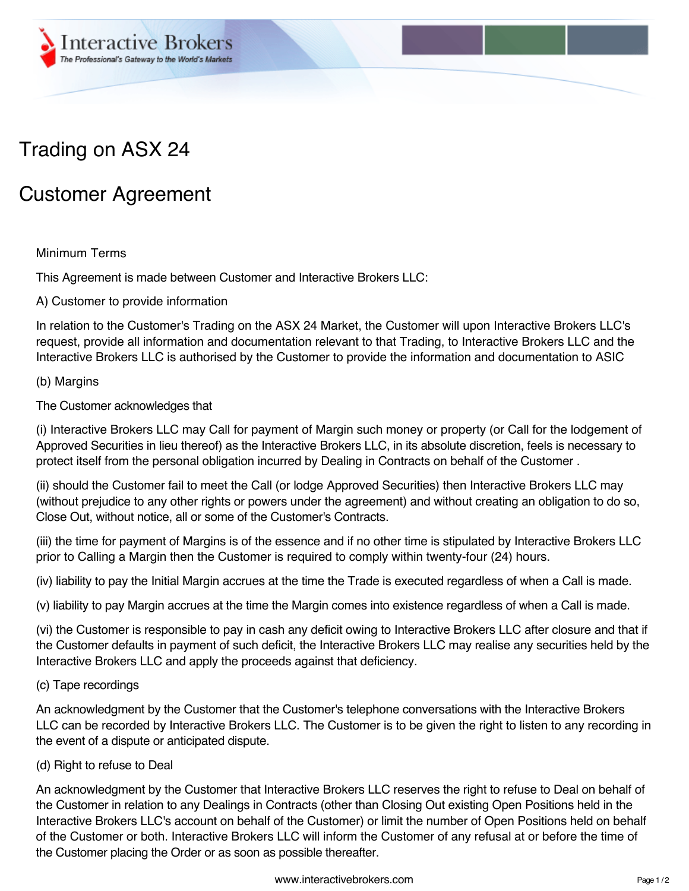# Trading on ASX 24

# Customer Agreement

Minimum Terms

This Agreement is made between Customer and Interactive Brokers LLC:

A) Customer to provide information

In relation to the Customer's Trading on the ASX 24 Market, the Customer will upon Interactive Brokers LLC's request, provide all information and documentation relevant to that Trading, to Interactive Brokers LLC and the Interactive Brokers LLC is authorised by the Customer to provide the information and documentation to ASIC

(b) Margins

The Customer acknowledges that

(i) Interactive Brokers LLC may Call for payment of Margin such money or property (or Call for the lodgement of Approved Securities in lieu thereof) as the Interactive Brokers LLC, in its absolute discretion, feels is necessary to protect itself from the personal obligation incurred by Dealing in Contracts on behalf of the Customer .

(ii) should the Customer fail to meet the Call (or lodge Approved Securities) then Interactive Brokers LLC may (without prejudice to any other rights or powers under the agreement) and without creating an obligation to do so, Close Out, without notice, all or some of the Customer's Contracts.

(iii) the time for payment of Margins is of the essence and if no other time is stipulated by Interactive Brokers LLC prior to Calling a Margin then the Customer is required to comply within twenty-four (24) hours.

(iv) liability to pay the Initial Margin accrues at the time the Trade is executed regardless of when a Call is made.

(v) liability to pay Margin accrues at the time the Margin comes into existence regardless of when a Call is made.

(vi) the Customer is responsible to pay in cash any deficit owing to Interactive Brokers LLC after closure and that if the Customer defaults in payment of such deficit, the Interactive Brokers LLC may realise any securities held by the Interactive Brokers LLC and apply the proceeds against that deficiency.

(c) Tape recordings

An acknowledgment by the Customer that the Customer's telephone conversations with the Interactive Brokers LLC can be recorded by Interactive Brokers LLC. The Customer is to be given the right to listen to any recording in the event of a dispute or anticipated dispute.

(d) Right to refuse to Deal

An acknowledgment by the Customer that Interactive Brokers LLC reserves the right to refuse to Deal on behalf of the Customer in relation to any Dealings in Contracts (other than Closing Out existing Open Positions held in the Interactive Brokers LLC's account on behalf of the Customer) or limit the number of Open Positions held on behalf of the Customer or both. Interactive Brokers LLC will inform the Customer of any refusal at or before the time of the Customer placing the Order or as soon as possible thereafter.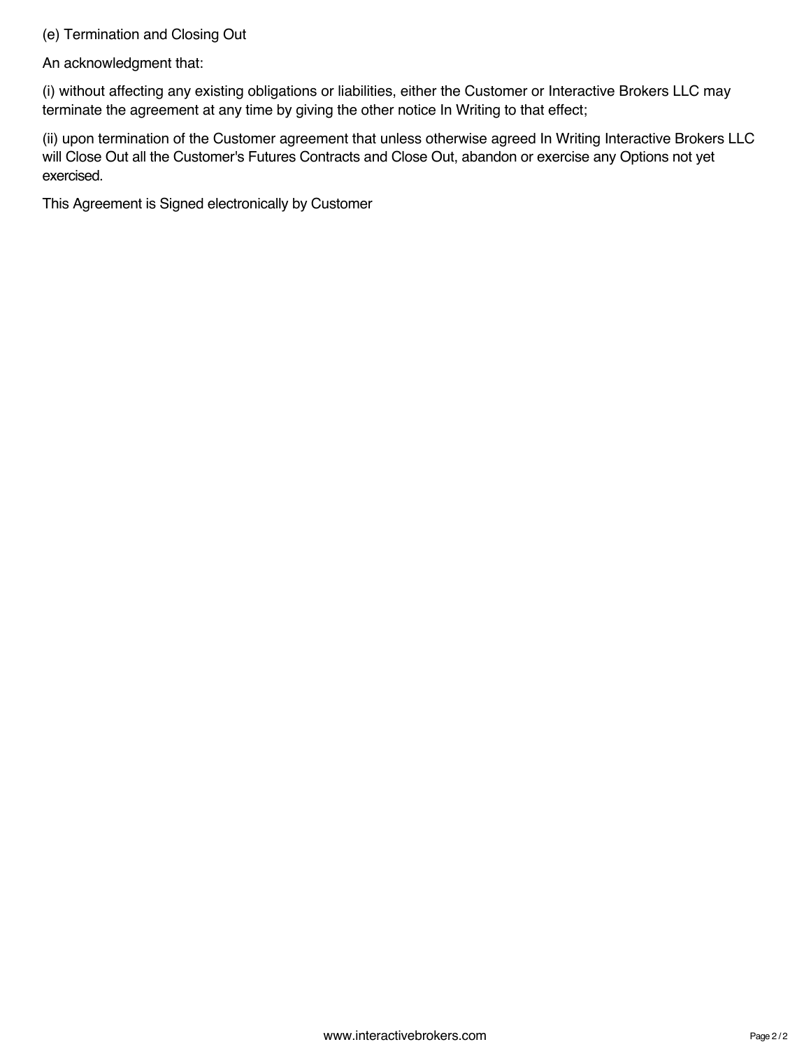(e) Termination and Closing Out

An acknowledgment that:

(i) without affecting any existing obligations or liabilities, either the Customer or Interactive Brokers LLC may terminate the agreement at any time by giving the other notice In Writing to that effect;

(ii) upon termination of the Customer agreement that unless otherwise agreed In Writing Interactive Brokers LLC will Close Out all the Customer's Futures Contracts and Close Out, abandon or exercise any Options not yet exercised.

This Agreement is Signed electronically by Customer